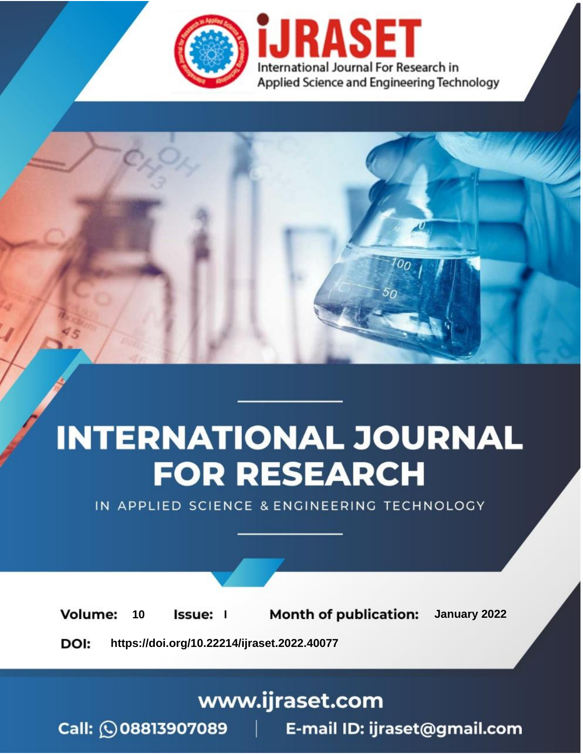# INTERNATIONAL JOURNAL FOR RESEARCH

IN APPLIED SCIENCE & ENGINEERING TECHNOLOGY

**Volume:** 10 **Issue:** I **Month of publication:** January 2022

**DOI:** https://doi.org/10.22214/ijraset.2022.40077

www.ijraset.com

Call: 08813907089 | E-mail ID: ijraset@gmail.com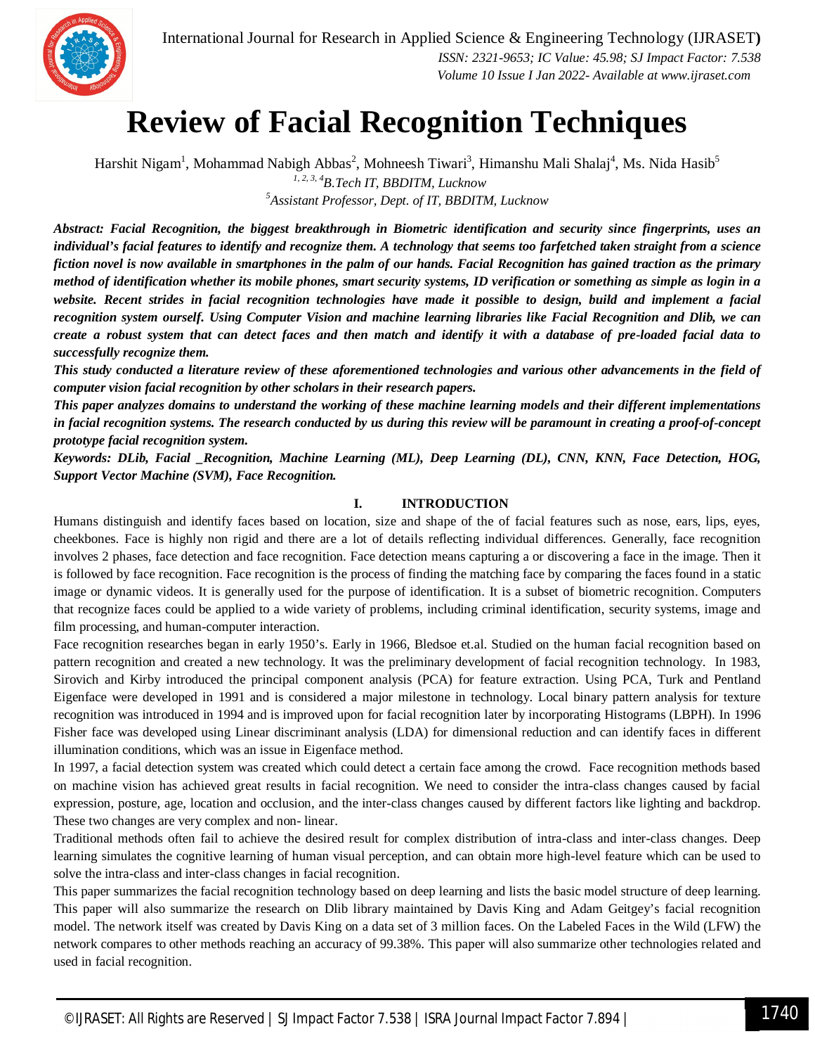# Review of Facial Recognition Techniques

Harshit Nigam[1], Mohammad Nabigh Abbas[2], Mohneesh Tiwari[3], Himanshu Mali Shalaj[4], Ms. Nida Hasib[5]

[1, 2, 3, 4] *B.Tech IT, BBDITM, Lucknow*

[5] *Assistant Professor, Dept. of IT, BBDITM, Lucknow*

***Abstract:** Facial Recognition, the biggest breakthrough in Biometric identification and security since fingerprints, uses an individual's facial features to identify and recognize them. A technology that seems too farfetched taken straight from a science fiction novel is now available in smartphones in the palm of our hands. Facial Recognition has gained traction as the primary method of identification whether its mobile phones, smart security systems, ID verification or something as simple as login in a website. Recent strides in facial recognition technologies have made it possible to design, build and implement a facial recognition system ourself. Using Computer Vision and machine learning libraries like Facial Recognition and Dlib, we can create a robust system that can detect faces and then match and identify it with a database of pre-loaded facial data to successfully recognize them.*

***This study conducted a literature review of these aforementioned technologies and various other advancements in the field of computer vision facial recognition by other scholars in their research papers.***

***This paper analyzes domains to understand the working of these machine learning models and their different implementations in facial recognition systems. The research conducted by us during this review will be paramount in creating a proof-of-concept prototype facial recognition system.***

***Keywords:** DLib, Facial _Recognition, Machine Learning (ML), Deep Learning (DL), CNN, KNN, Face Detection, HOG, Support Vector Machine (SVM), Face Recognition.*

## I. INTRODUCTION

Humans distinguish and identify faces based on location, size and shape of the of facial features such as nose, ears, lips, eyes, cheekbones. Face is highly non rigid and there are a lot of details reflecting individual differences. Generally, face recognition involves 2 phases, face detection and face recognition. Face detection means capturing a or discovering a face in the image. Then it is followed by face recognition. Face recognition is the process of finding the matching face by comparing the faces found in a static image or dynamic videos. It is generally used for the purpose of identification. It is a subset of biometric recognition. Computers that recognize faces could be applied to a wide variety of problems, including criminal identification, security systems, image and film processing, and human-computer interaction.

Face recognition researches began in early 1950's. Early in 1966, Bledsoe et.al. Studied on the human facial recognition based on pattern recognition and created a new technology. It was the preliminary development of facial recognition technology. In 1983, Sirovich and Kirby introduced the principal component analysis (PCA) for feature extraction. Using PCA, Turk and Pentland Eigenface were developed in 1991 and is considered a major milestone in technology. Local binary pattern analysis for texture recognition was introduced in 1994 and is improved upon for facial recognition later by incorporating Histograms (LBPH). In 1996 Fisher face was developed using Linear discriminant analysis (LDA) for dimensional reduction and can identify faces in different illumination conditions, which was an issue in Eigenface method.

In 1997, a facial detection system was created which could detect a certain face among the crowd. Face recognition methods based on machine vision has achieved great results in facial recognition. We need to consider the intra-class changes caused by facial expression, posture, age, location and occlusion, and the inter-class changes caused by different factors like lighting and backdrop. These two changes are very complex and non- linear.

Traditional methods often fail to achieve the desired result for complex distribution of intra-class and inter-class changes. Deep learning simulates the cognitive learning of human visual perception, and can obtain more high-level feature which can be used to solve the intra-class and inter-class changes in facial recognition.

This paper summarizes the facial recognition technology based on deep learning and lists the basic model structure of deep learning. This paper will also summarize the research on Dlib library maintained by Davis King and Adam Geitgey's facial recognition model. The network itself was created by Davis King on a data set of 3 million faces. On the Labeled Faces in the Wild (LFW) the network compares to other methods reaching an accuracy of 99.38%. This paper will also summarize other technologies related and used in facial recognition.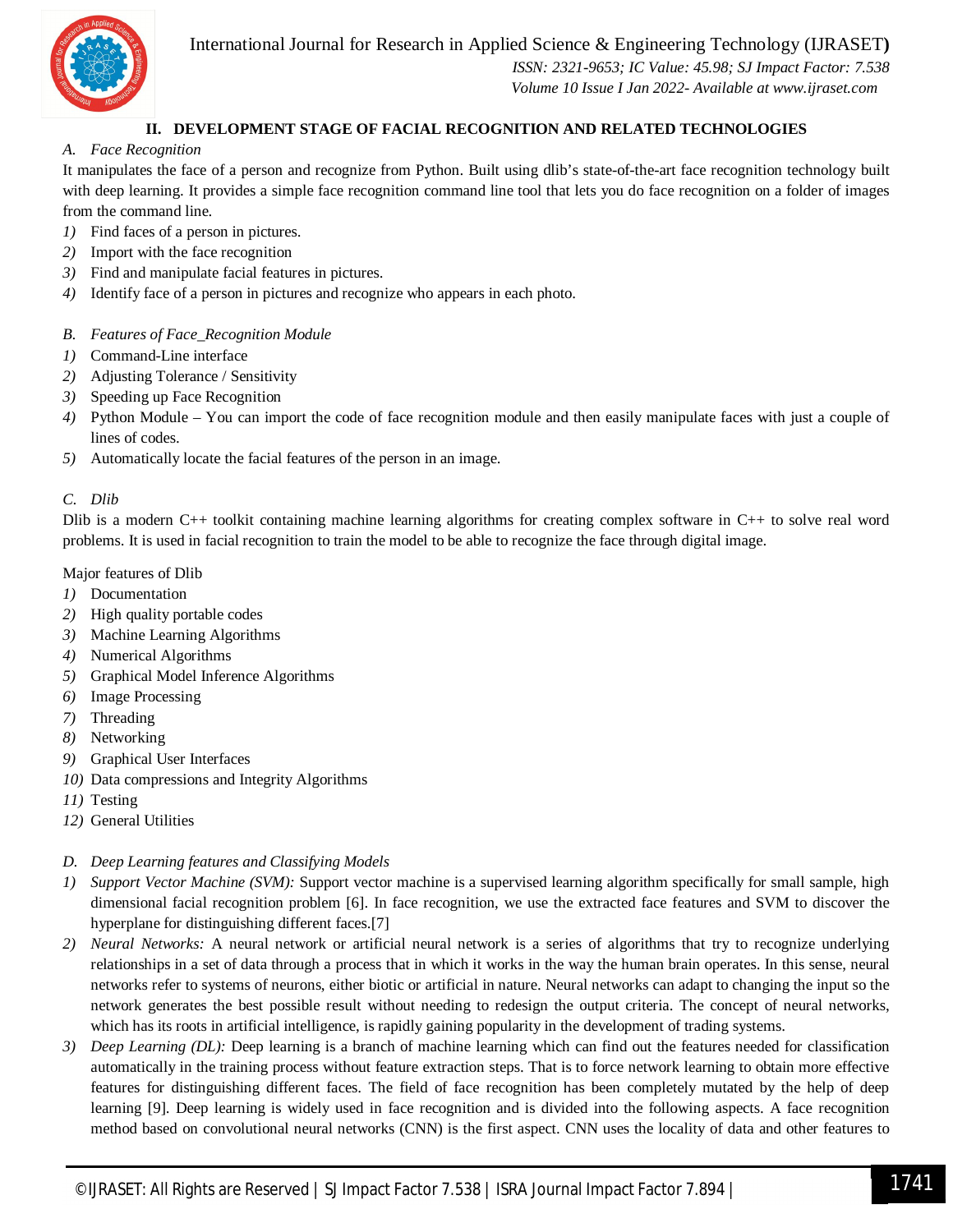## II. DEVELOPMENT STAGE OF FACIAL RECOGNITION AND RELATED TECHNOLOGIES

### *A. Face Recognition*

It manipulates the face of a person and recognize from Python. Built using dlib's state-of-the-art face recognition technology built with deep learning. It provides a simple face recognition command line tool that lets you do face recognition on a folder of images from the command line.

1) Find faces of a person in pictures.
2) Import with the face recognition
3) Find and manipulate facial features in pictures.
4) Identify face of a person in pictures and recognize who appears in each photo.

### *B. Features of Face_Recognition Module*

1) Command-Line interface
2) Adjusting Tolerance / Sensitivity
3) Speeding up Face Recognition
4) Python Module – You can import the code of face recognition module and then easily manipulate faces with just a couple of lines of codes.
5) Automatically locate the facial features of the person in an image.

### *C. Dlib*

Dlib is a modern C++ toolkit containing machine learning algorithms for creating complex software in C++ to solve real word problems. It is used in facial recognition to train the model to be able to recognize the face through digital image.

Major features of Dlib

1) Documentation
2) High quality portable codes
3) Machine Learning Algorithms
4) Numerical Algorithms
5) Graphical Model Inference Algorithms
6) Image Processing
7) Threading
8) Networking
9) Graphical User Interfaces
10) Data compressions and Integrity Algorithms
11) Testing
12) General Utilities

### *D. Deep Learning features and Classifying Models*

1) *Support Vector Machine (SVM):* Support vector machine is a supervised learning algorithm specifically for small sample, high dimensional facial recognition problem [6]. In face recognition, we use the extracted face features and SVM to discover the hyperplane for distinguishing different faces.[7]
2) *Neural Networks:* A neural network or artificial neural network is a series of algorithms that try to recognize underlying relationships in a set of data through a process that in which it works in the way the human brain operates. In this sense, neural networks refer to systems of neurons, either biotic or artificial in nature. Neural networks can adapt to changing the input so the network generates the best possible result without needing to redesign the output criteria. The concept of neural networks, which has its roots in artificial intelligence, is rapidly gaining popularity in the development of trading systems.
3) *Deep Learning (DL):* Deep learning is a branch of machine learning which can find out the features needed for classification automatically in the training process without feature extraction steps. That is to force network learning to obtain more effective features for distinguishing different faces. The field of face recognition has been completely mutated by the help of deep learning [9]. Deep learning is widely used in face recognition and is divided into the following aspects. A face recognition method based on convolutional neural networks (CNN) is the first aspect. CNN uses the locality of data and other features to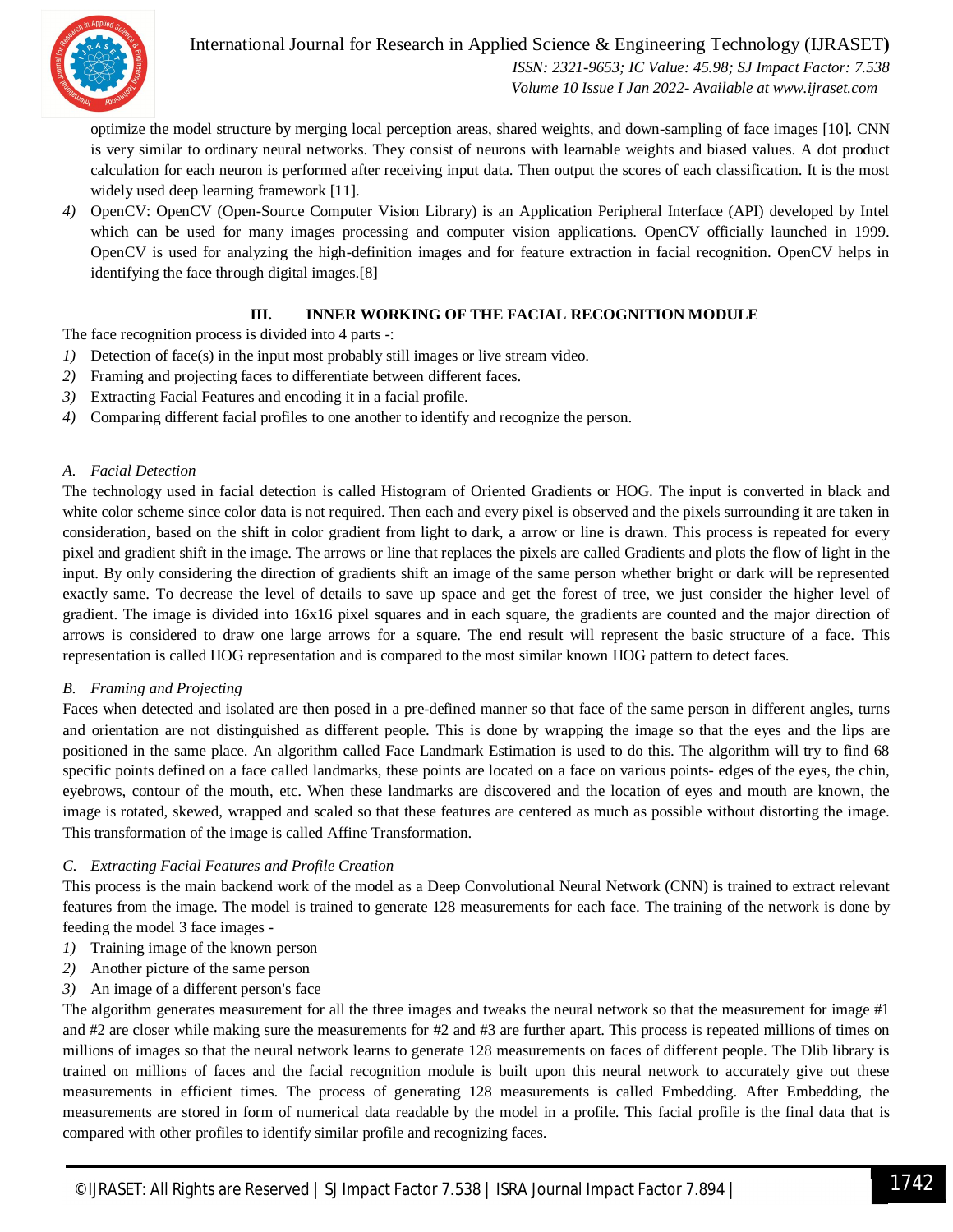optimize the model structure by merging local perception areas, shared weights, and down-sampling of face images [10]. CNN is very similar to ordinary neural networks. They consist of neurons with learnable weights and biased values. A dot product calculation for each neuron is performed after receiving input data. Then output the scores of each classification. It is the most widely used deep learning framework [11].

4) OpenCV: OpenCV (Open-Source Computer Vision Library) is an Application Peripheral Interface (API) developed by Intel which can be used for many images processing and computer vision applications. OpenCV officially launched in 1999. OpenCV is used for analyzing the high-definition images and for feature extraction in facial recognition. OpenCV helps in identifying the face through digital images.[8]

## III. INNER WORKING OF THE FACIAL RECOGNITION MODULE

The face recognition process is divided into 4 parts -:

1) Detection of face(s) in the input most probably still images or live stream video.
2) Framing and projecting faces to differentiate between different faces.
3) Extracting Facial Features and encoding it in a facial profile.
4) Comparing different facial profiles to one another to identify and recognize the person.

### A. *Facial Detection*

The technology used in facial detection is called Histogram of Oriented Gradients or HOG. The input is converted in black and white color scheme since color data is not required. Then each and every pixel is observed and the pixels surrounding it are taken in consideration, based on the shift in color gradient from light to dark, a arrow or line is drawn. This process is repeated for every pixel and gradient shift in the image. The arrows or line that replaces the pixels are called Gradients and plots the flow of light in the input. By only considering the direction of gradients shift an image of the same person whether bright or dark will be represented exactly same. To decrease the level of details to save up space and get the forest of tree, we just consider the higher level of gradient. The image is divided into 16x16 pixel squares and in each square, the gradients are counted and the major direction of arrows is considered to draw one large arrows for a square. The end result will represent the basic structure of a face. This representation is called HOG representation and is compared to the most similar known HOG pattern to detect faces.

### B. *Framing and Projecting*

Faces when detected and isolated are then posed in a pre-defined manner so that face of the same person in different angles, turns and orientation are not distinguished as different people. This is done by wrapping the image so that the eyes and the lips are positioned in the same place. An algorithm called Face Landmark Estimation is used to do this. The algorithm will try to find 68 specific points defined on a face called landmarks, these points are located on a face on various points- edges of the eyes, the chin, eyebrows, contour of the mouth, etc. When these landmarks are discovered and the location of eyes and mouth are known, the image is rotated, skewed, wrapped and scaled so that these features are centered as much as possible without distorting the image. This transformation of the image is called Affine Transformation.

### C. *Extracting Facial Features and Profile Creation*

This process is the main backend work of the model as a Deep Convolutional Neural Network (CNN) is trained to extract relevant features from the image. The model is trained to generate 128 measurements for each face. The training of the network is done by feeding the model 3 face images -

1) Training image of the known person
2) Another picture of the same person
3) An image of a different person's face

The algorithm generates measurement for all the three images and tweaks the neural network so that the measurement for image #1 and #2 are closer while making sure the measurements for #2 and #3 are further apart. This process is repeated millions of times on millions of images so that the neural network learns to generate 128 measurements on faces of different people. The Dlib library is trained on millions of faces and the facial recognition module is built upon this neural network to accurately give out these measurements in efficient times. The process of generating 128 measurements is called Embedding. After Embedding, the measurements are stored in form of numerical data readable by the model in a profile. This facial profile is the final data that is compared with other profiles to identify similar profile and recognizing faces.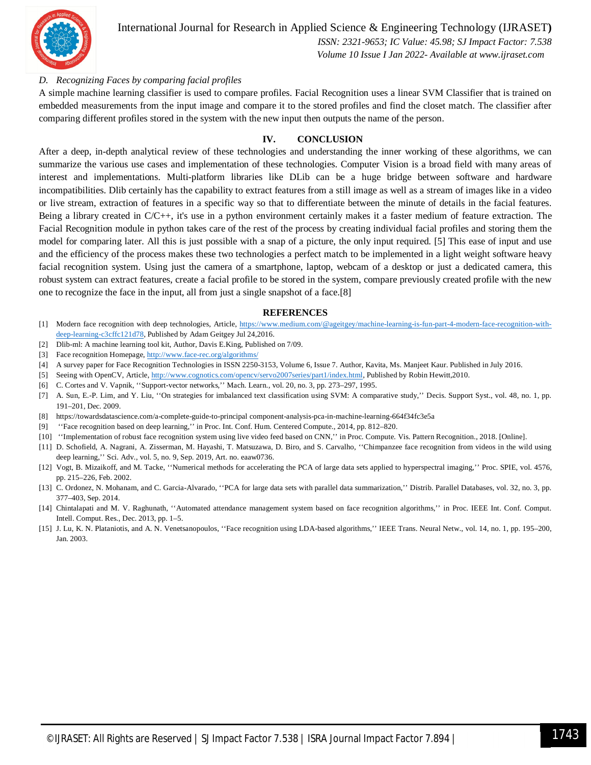### D. *Recognizing Faces by comparing facial profiles*

A simple machine learning classifier is used to compare profiles. Facial Recognition uses a linear SVM Classifier that is trained on embedded measurements from the input image and compare it to the stored profiles and find the closet match. The classifier after comparing different profiles stored in the system with the new input then outputs the name of the person.

## IV. CONCLUSION

After a deep, in-depth analytical review of these technologies and understanding the inner working of these algorithms, we can summarize the various use cases and implementation of these technologies. Computer Vision is a broad field with many areas of interest and implementations. Multi-platform libraries like DLib can be a huge bridge between software and hardware incompatibilities. Dlib certainly has the capability to extract features from a still image as well as a stream of images like in a video or live stream, extraction of features in a specific way so that to differentiate between the minute of details in the facial features. Being a library created in C/C++, it's use in a python environment certainly makes it a faster medium of feature extraction. The Facial Recognition module in python takes care of the rest of the process by creating individual facial profiles and storing them the model for comparing later. All this is just possible with a snap of a picture, the only input required. [5] This ease of input and use and the efficiency of the process makes these two technologies a perfect match to be implemented in a light weight software heavy facial recognition system. Using just the camera of a smartphone, laptop, webcam of a desktop or just a dedicated camera, this robust system can extract features, create a facial profile to be stored in the system, compare previously created profile with the new one to recognize the face in the input, all from just a single snapshot of a face.[8]

## REFERENCES

[1] Modern face recognition with deep technologies, Article, https://www.medium.com/@ageitgey/machine-learning-is-fun-part-4-modern-face-recognition-with-deep-learning-c3cffc121d78, Published by Adam Geitgey Jul 24,2016.

[2] Dlib-ml: A machine learning tool kit, Author, Davis E.King, Published on 7/09.

[3] Face recognition Homepage, http://www.face-rec.org/algorithms/

[4] A survey paper for Face Recognition Technologies in ISSN 2250-3153, Volume 6, Issue 7. Author, Kavita, Ms. Manjeet Kaur. Published in July 2016.

[5] Seeing with OpenCV, Article, http://www.cognotics.com/opencv/servo2007series/part1/index.html, Published by Robin Hewitt,2010.

[6] C. Cortes and V. Vapnik, ''Support-vector networks,'' Mach. Learn., vol. 20, no. 3, pp. 273–297, 1995.

[7] A. Sun, E.-P. Lim, and Y. Liu, ''On strategies for imbalanced text classification using SVM: A comparative study,'' Decis. Support Syst., vol. 48, no. 1, pp. 191–201, Dec. 2009.

[8] https://towardsdatascience.com/a-complete-guide-to-principal component-analysis-pca-in-machine-learning-664f34fc3e5a

[9] ''Face recognition based on deep learning,'' in Proc. Int. Conf. Hum. Centered Compute., 2014, pp. 812–820.

[10] ''Implementation of robust face recognition system using live video feed based on CNN,'' in Proc. Compute. Vis. Pattern Recognition., 2018. [Online].

[11] D. Schofield, A. Nagrani, A. Zisserman, M. Hayashi, T. Matsuzawa, D. Biro, and S. Carvalho, ''Chimpanzee face recognition from videos in the wild using deep learning,'' Sci. Adv., vol. 5, no. 9, Sep. 2019, Art. no. eaaw0736.

[12] Vogt, B. Mizaikoff, and M. Tacke, ''Numerical methods for accelerating the PCA of large data sets applied to hyperspectral imaging,'' Proc. SPIE, vol. 4576, pp. 215–226, Feb. 2002.

[13] C. Ordonez, N. Mohanam, and C. Garcia-Alvarado, ''PCA for large data sets with parallel data summarization,'' Distrib. Parallel Databases, vol. 32, no. 3, pp. 377–403, Sep. 2014.

[14] Chintalapati and M. V. Raghunath, ''Automated attendance management system based on face recognition algorithms,'' in Proc. IEEE Int. Conf. Comput. Intell. Comput. Res., Dec. 2013, pp. 1–5.

[15] J. Lu, K. N. Plataniotis, and A. N. Venetsanopoulos, ''Face recognition using LDA-based algorithms,'' IEEE Trans. Neural Netw., vol. 14, no. 1, pp. 195–200, Jan. 2003.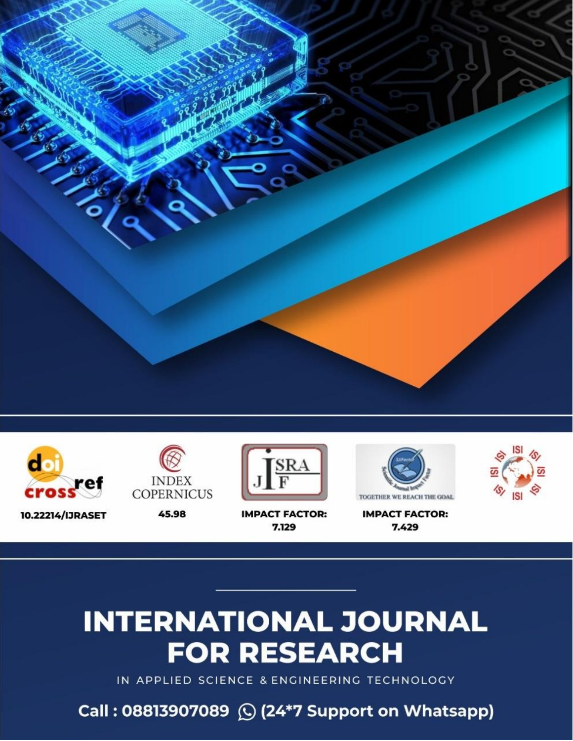10.22214/IJRASET

INDEX COPERNICUS

45.98

IMPACT FACTOR:
7.129

TOGETHER WE REACH THE GOAL

IMPACT FACTOR:
7.429

# INTERNATIONAL JOURNAL FOR RESEARCH

IN APPLIED SCIENCE & ENGINEERING TECHNOLOGY

Call : 08813907089 (24*7 Support on Whatsapp)